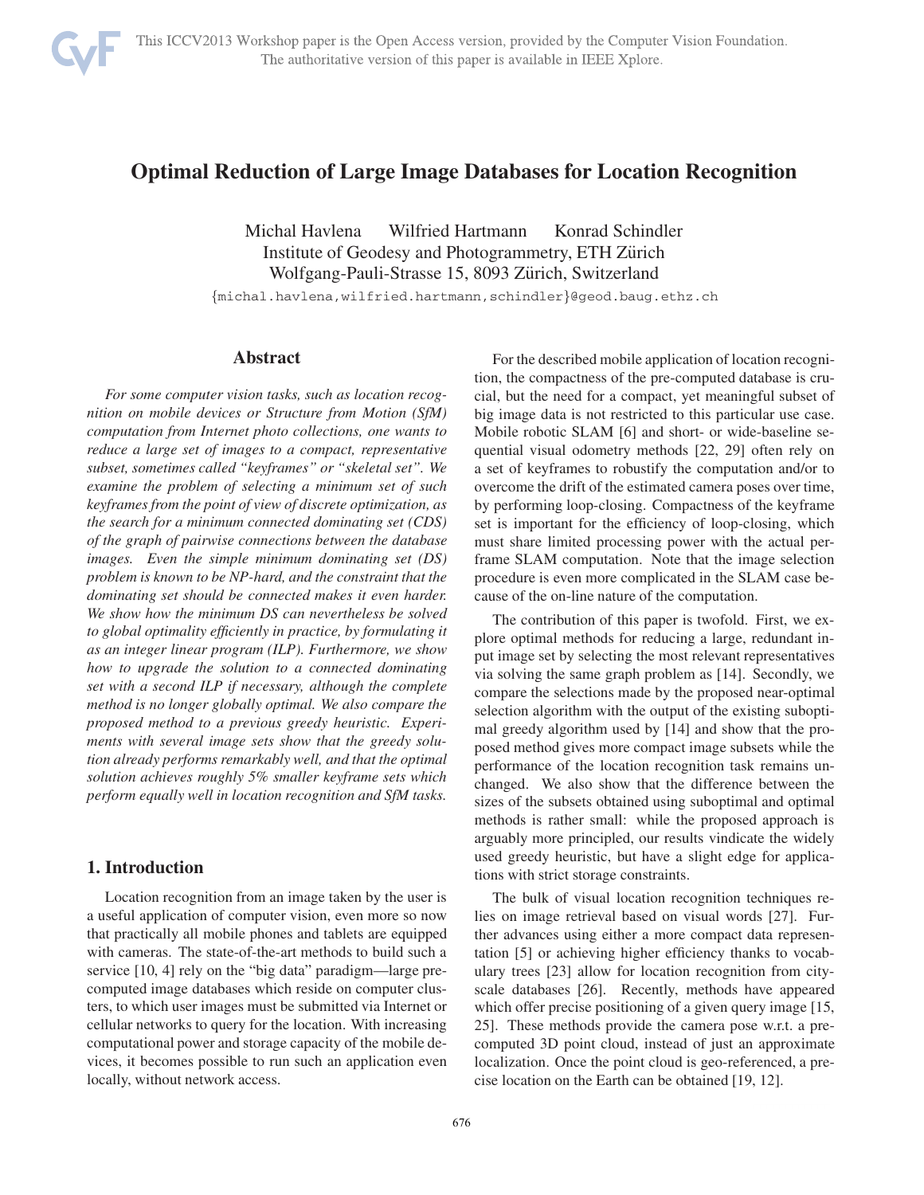# Optimal Reduction of Large Image Databases for Location Recognition

Michal Havlena Wilfried Hartmann Konrad Schindler
Institute of Geodesy and Photogrammetry, ETH Zürich
Wolfgang-Pauli-Strasse 15, 8093 Zürich, Switzerland

{michal.havlena,wilfried.hartmann,schindler}@geod.baug.ethz.ch

## Abstract

*For some computer vision tasks, such as location recognition on mobile devices or Structure from Motion (SfM) computation from Internet photo collections, one wants to reduce a large set of images to a compact, representative subset, sometimes called "keyframes" or "skeletal set". We examine the problem of selecting a minimum set of such keyframes from the point of view of discrete optimization, as the search for a minimum connected dominating set (CDS) of the graph of pairwise connections between the database images. Even the simple minimum dominating set (DS) problem is known to be NP-hard, and the constraint that the dominating set should be connected makes it even harder. We show how the minimum DS can nevertheless be solved to global optimality efficiently in practice, by formulating it as an integer linear program (ILP). Furthermore, we show how to upgrade the solution to a connected dominating set with a second ILP if necessary, although the complete method is no longer globally optimal. We also compare the proposed method to a previous greedy heuristic. Experiments with several image sets show that the greedy solution already performs remarkably well, and that the optimal solution achieves roughly 5% smaller keyframe sets which perform equally well in location recognition and SfM tasks.*

## 1. Introduction

Location recognition from an image taken by the user is a useful application of computer vision, even more so now that practically all mobile phones and tablets are equipped with cameras. The state-of-the-art methods to build such a service [10, 4] rely on the "big data" paradigm—large pre-computed image databases which reside on computer clusters, to which user images must be submitted via Internet or cellular networks to query for the location. With increasing computational power and storage capacity of the mobile devices, it becomes possible to run such an application even locally, without network access.

For the described mobile application of location recognition, the compactness of the pre-computed database is crucial, but the need for a compact, yet meaningful subset of big image data is not restricted to this particular use case. Mobile robotic SLAM [6] and short- or wide-baseline sequential visual odometry methods [22, 29] often rely on a set of keyframes to robustify the computation and/or to overcome the drift of the estimated camera poses over time, by performing loop-closing. Compactness of the keyframe set is important for the efficiency of loop-closing, which must share limited processing power with the actual per-frame SLAM computation. Note that the image selection procedure is even more complicated in the SLAM case because of the on-line nature of the computation.

The contribution of this paper is twofold. First, we explore optimal methods for reducing a large, redundant input image set by selecting the most relevant representatives via solving the same graph problem as [14]. Secondly, we compare the selections made by the proposed near-optimal selection algorithm with the output of the existing suboptimal greedy algorithm used by [14] and show that the proposed method gives more compact image subsets while the performance of the location recognition task remains unchanged. We also show that the difference between the sizes of the subsets obtained using suboptimal and optimal methods is rather small: while the proposed approach is arguably more principled, our results vindicate the widely used greedy heuristic, but have a slight edge for applications with strict storage constraints.

The bulk of visual location recognition techniques relies on image retrieval based on visual words [27]. Further advances using either a more compact data representation [5] or achieving higher efficiency thanks to vocabulary trees [23] allow for location recognition from city-scale databases [26]. Recently, methods have appeared which offer precise positioning of a given query image [15, 25]. These methods provide the camera pose w.r.t. a pre-computed 3D point cloud, instead of just an approximate localization. Once the point cloud is geo-referenced, a precise location on the Earth can be obtained [19, 12].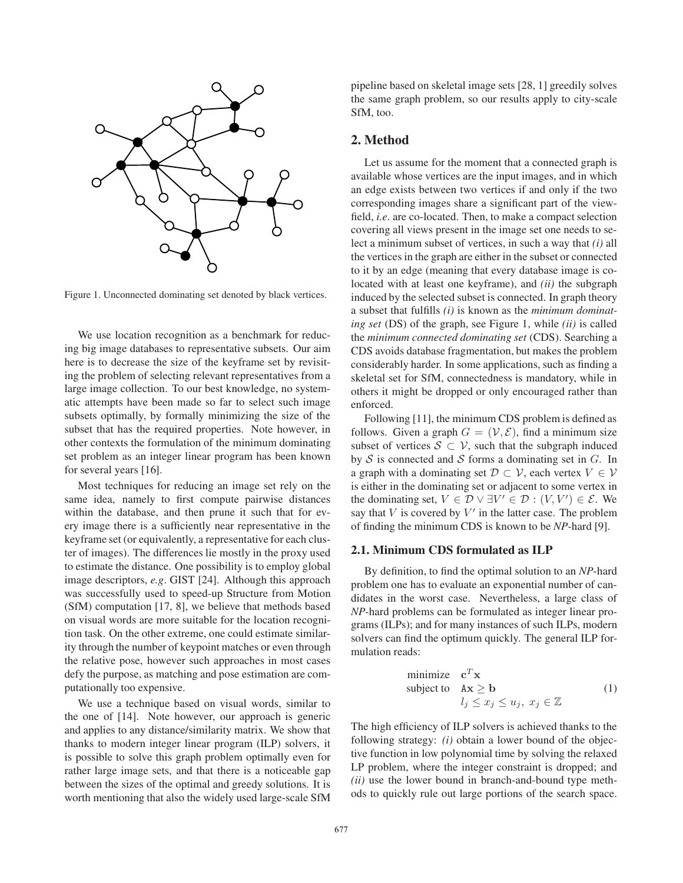Figure 1. Unconnected dominating set denoted by black vertices.

We use location recognition as a benchmark for reducing big image databases to representative subsets. Our aim here is to decrease the size of the keyframe set by revisiting the problem of selecting relevant representatives from a large image collection. To our best knowledge, no systematic attempts have been made so far to select such image subsets optimally, by formally minimizing the size of the subset that has the required properties. Note however, in other contexts the formulation of the minimum dominating set problem as an integer linear program has been known for several years [16].

Most techniques for reducing an image set rely on the same idea, namely to first compute pairwise distances within the database, and then prune it such that for every image there is a sufficiently near representative in the keyframe set (or equivalently, a representative for each cluster of images). The differences lie mostly in the proxy used to estimate the distance. One possibility is to employ global image descriptors, *e.g*. GIST [24]. Although this approach was successfully used to speed-up Structure from Motion (SfM) computation [17, 8], we believe that methods based on visual words are more suitable for the location recognition task. On the other extreme, one could estimate similarity through the number of keypoint matches or even through the relative pose, however such approaches in most cases defy the purpose, as matching and pose estimation are computationally too expensive.

We use a technique based on visual words, similar to the one of [14]. Note however, our approach is generic and applies to any distance/similarity matrix. We show that thanks to modern integer linear program (ILP) solvers, it is possible to solve this graph problem optimally even for rather large image sets, and that there is a noticeable gap between the sizes of the optimal and greedy solutions. It is worth mentioning that also the widely used large-scale SfM pipeline based on skeletal image sets [28, 1] greedily solves the same graph problem, so our results apply to city-scale SfM, too.

## 2. Method

Let us assume for the moment that a connected graph is available whose vertices are the input images, and in which an edge exists between two vertices if and only if the two corresponding images share a significant part of the viewfield, *i.e*. are co-located. Then, to make a compact selection covering all views present in the image set one needs to select a minimum subset of vertices, in such a way that *(i)* all the vertices in the graph are either in the subset or connected to it by an edge (meaning that every database image is co-located with at least one keyframe), and *(ii)* the subgraph induced by the selected subset is connected. In graph theory a subset that fulfills *(i)* is known as the *minimum dominating set* (DS) of the graph, see Figure 1, while *(ii)* is called the *minimum connected dominating set* (CDS). Searching a CDS avoids database fragmentation, but makes the problem considerably harder. In some applications, such as finding a skeletal set for SfM, connectedness is mandatory, while in others it might be dropped or only encouraged rather than enforced.

Following [11], the minimum CDS problem is defined as follows. Given a graph $G = (\mathcal{V}, \mathcal{E})$, find a minimum size subset of vertices $\mathcal{S} \subset \mathcal{V}$, such that the subgraph induced by $\mathcal{S}$ is connected and $\mathcal{S}$ forms a dominating set in $G$. In a graph with a dominating set $\mathcal{D} \subset \mathcal{V}$, each vertex $V \in \mathcal{V}$ is either in the dominating set or adjacent to some vertex in the dominating set, $V \in \mathcal{D} \vee \exists V' \in \mathcal{D} : (V, V') \in \mathcal{E}$. We say that $V$ is covered by $V'$ in the latter case. The problem of finding the minimum CDS is known to be *NP*-hard [9].

### 2.1. Minimum CDS formulated as ILP

By definition, to find the optimal solution to an *NP*-hard problem one has to evaluate an exponential number of candidates in the worst case. Nevertheless, a large class of *NP*-hard problems can be formulated as integer linear programs (ILPs); and for many instances of such ILPs, modern solvers can find the optimum quickly. The general ILP formulation reads:

$$
\begin{array}{ll}
\text{minimize} & \mathbf{c}^T\mathbf{x} \\
\text{subject to} & \mathtt{A}\mathbf{x} \geq \mathbf{b} \\
& l_j \leq x_j \leq u_j,\ x_j \in \mathbb{Z}
\end{array}
\tag{1}
$$

The high efficiency of ILP solvers is achieved thanks to the following strategy: *(i)* obtain a lower bound of the objective function in low polynomial time by solving the relaxed LP problem, where the integer constraint is dropped; and *(ii)* use the lower bound in branch-and-bound type methods to quickly rule out large portions of the search space.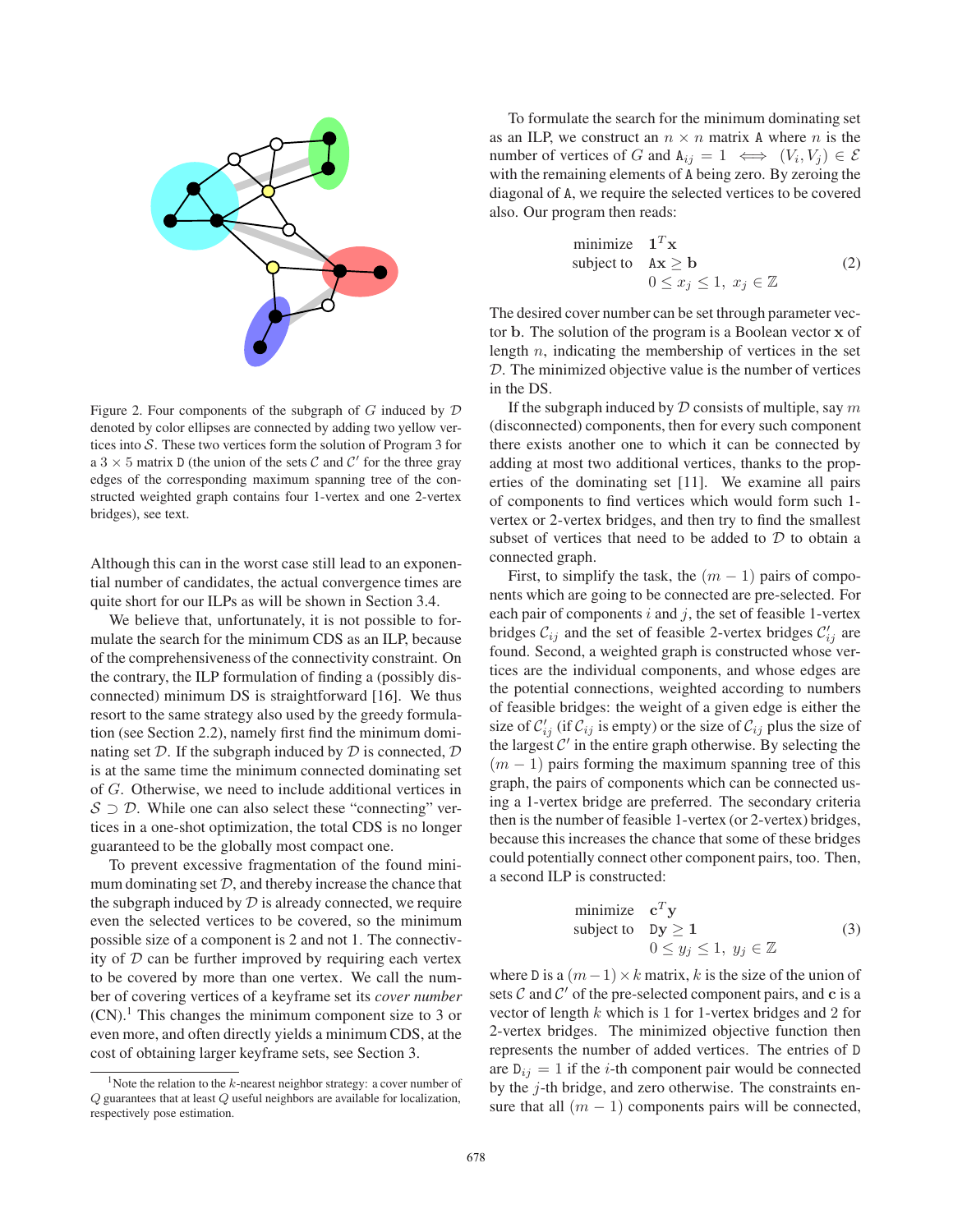Figure 2. Four components of the subgraph of $G$ induced by $\mathcal{D}$ denoted by color ellipses are connected by adding two yellow vertices into $\mathcal{S}$. These two vertices form the solution of Program 3 for a $3 \times 5$ matrix $\mathtt{D}$ (the union of the sets $\mathcal{C}$ and $\mathcal{C}'$ for the three gray edges of the corresponding maximum spanning tree of the constructed weighted graph contains four 1-vertex and one 2-vertex bridges), see text.

Although this can in the worst case still lead to an exponential number of candidates, the actual convergence times are quite short for our ILPs as will be shown in Section 3.4.

We believe that, unfortunately, it is not possible to formulate the search for the minimum CDS as an ILP, because of the comprehensiveness of the connectivity constraint. On the contrary, the ILP formulation of finding a (possibly disconnected) minimum DS is straightforward [16]. We thus resort to the same strategy also used by the greedy formulation (see Section 2.2), namely first find the minimum dominating set $\mathcal{D}$. If the subgraph induced by $\mathcal{D}$ is connected, $\mathcal{D}$ is at the same time the minimum connected dominating set of $G$. Otherwise, we need to include additional vertices in $\mathcal{S} \supset \mathcal{D}$. While one can also select these "connecting" vertices in a one-shot optimization, the total CDS is no longer guaranteed to be the globally most compact one.

To prevent excessive fragmentation of the found minimum dominating set $\mathcal{D}$, and thereby increase the chance that the subgraph induced by $\mathcal{D}$ is already connected, we require even the selected vertices to be covered, so the minimum possible size of a component is 2 and not 1. The connectivity of $\mathcal{D}$ can be further improved by requiring each vertex to be covered by more than one vertex. We call the number of covering vertices of a keyframe set its *cover number* (CN).[1] This changes the minimum component size to 3 or even more, and often directly yields a minimum CDS, at the cost of obtaining larger keyframe sets, see Section 3.

[1] Note the relation to the $k$-nearest neighbor strategy: a cover number of $Q$ guarantees that at least $Q$ useful neighbors are available for localization, respectively pose estimation.

To formulate the search for the minimum dominating set as an ILP, we construct an $n \times n$ matrix $\mathtt{A}$ where $n$ is the number of vertices of $G$ and $\mathtt{A}_{ij} = 1 \iff (V_i, V_j) \in \mathcal{E}$ with the remaining elements of $\mathtt{A}$ being zero. By zeroing the diagonal of $\mathtt{A}$, we require the selected vertices to be covered also. Our program then reads:

$$\begin{aligned} \text{minimize} \quad & \mathbf{1}^T \mathbf{x} \\ \text{subject to} \quad & \mathtt{A}\mathbf{x} \geq \mathbf{b} \\ & 0 \leq x_j \leq 1,\ x_j \in \mathbb{Z} \end{aligned} \tag{2}$$

The desired cover number can be set through parameter vector $\mathbf{b}$. The solution of the program is a Boolean vector $\mathbf{x}$ of length $n$, indicating the membership of vertices in the set $\mathcal{D}$. The minimized objective value is the number of vertices in the DS.

If the subgraph induced by $\mathcal{D}$ consists of multiple, say $m$ (disconnected) components, then for every such component there exists another one to which it can be connected by adding at most two additional vertices, thanks to the properties of the dominating set [11]. We examine all pairs of components to find vertices which would form such 1-vertex or 2-vertex bridges, and then try to find the smallest subset of vertices that need to be added to $\mathcal{D}$ to obtain a connected graph.

First, to simplify the task, the $(m-1)$ pairs of components which are going to be connected are pre-selected. For each pair of components $i$ and $j$, the set of feasible 1-vertex bridges $\mathcal{C}_{ij}$ and the set of feasible 2-vertex bridges $\mathcal{C}'_{ij}$ are found. Second, a weighted graph is constructed whose vertices are the individual components, and whose edges are the potential connections, weighted according to numbers of feasible bridges: the weight of a given edge is either the size of $\mathcal{C}'_{ij}$ (if $\mathcal{C}_{ij}$ is empty) or the size of $\mathcal{C}_{ij}$ plus the size of the largest $\mathcal{C}'$ in the entire graph otherwise. By selecting the $(m-1)$ pairs forming the maximum spanning tree of this graph, the pairs of components which can be connected using a 1-vertex bridge are preferred. The secondary criteria then is the number of feasible 1-vertex (or 2-vertex) bridges, because this increases the chance that some of these bridges could potentially connect other component pairs, too. Then, a second ILP is constructed:

$$\begin{aligned} \text{minimize} \quad & \mathbf{c}^T \mathbf{y} \\ \text{subject to} \quad & \mathtt{D}\mathbf{y} \geq \mathbf{1} \\ & 0 \leq y_j \leq 1,\ y_j \in \mathbb{Z} \end{aligned} \tag{3}$$

where $\mathtt{D}$ is a $(m-1) \times k$ matrix, $k$ is the size of the union of sets $\mathcal{C}$ and $\mathcal{C}'$ of the pre-selected component pairs, and $\mathbf{c}$ is a vector of length $k$ which is 1 for 1-vertex bridges and 2 for 2-vertex bridges. The minimized objective function then represents the number of added vertices. The entries of $\mathtt{D}$ are $\mathtt{D}_{ij} = 1$ if the $i$-th component pair would be connected by the $j$-th bridge, and zero otherwise. The constraints ensure that all $(m-1)$ components pairs will be connected,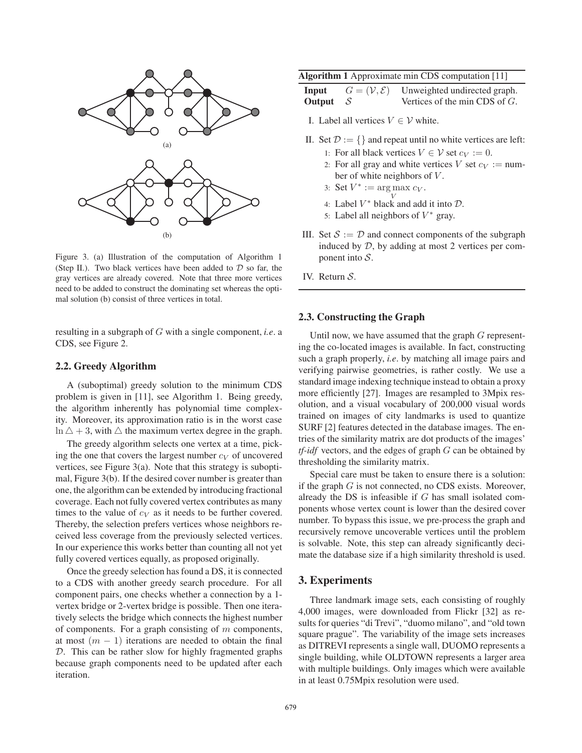(a)

(b)

Figure 3. (a) Illustration of the computation of Algorithm 1 (Step II.). Two black vertices have been added to $\mathcal{D}$ so far, the gray vertices are already covered. Note that three more vertices need to be added to construct the dominating set whereas the optimal solution (b) consist of three vertices in total.

resulting in a subgraph of $G$ with a single component, *i.e*. a CDS, see Figure 2.

### 2.2. Greedy Algorithm

A (suboptimal) greedy solution to the minimum CDS problem is given in [11], see Algorithm 1. Being greedy, the algorithm inherently has polynomial time complexity. Moreover, its approximation ratio is in the worst case $\ln \triangle + 3$, with $\triangle$ the maximum vertex degree in the graph.

The greedy algorithm selects one vertex at a time, picking the one that covers the largest number $c_V$ of uncovered vertices, see Figure 3(a). Note that this strategy is suboptimal, Figure 3(b). If the desired cover number is greater than one, the algorithm can be extended by introducing fractional coverage. Each not fully covered vertex contributes as many times to the value of $c_V$ as it needs to be further covered. Thereby, the selection prefers vertices whose neighbors received less coverage from the previously selected vertices. In our experience this works better than counting all not yet fully covered vertices equally, as proposed originally.

Once the greedy selection has found a DS, it is connected to a CDS with another greedy search procedure. For all component pairs, one checks whether a connection by a 1-vertex bridge or 2-vertex bridge is possible. Then one iteratively selects the bridge which connects the highest number of components. For a graph consisting of $m$ components, at most $(m-1)$ iterations are needed to obtain the final $\mathcal{D}$. This can be rather slow for highly fragmented graphs because graph components need to be updated after each iteration.

**Algorithm 1** Approximate min CDS computation [11]

| | | |
|---|---|---|
| **Input** | $G = (\mathcal{V}, \mathcal{E})$ | Unweighted undirected graph. |
| **Output** | $\mathcal{S}$ | Vertices of the min CDS of $G$. |

I. Label all vertices $V \in \mathcal{V}$ white.

II. Set $\mathcal{D} := \{\}$ and repeat until no white vertices are left:
  1: For all black vertices $V \in \mathcal{V}$ set $c_V := 0$.
  2: For all gray and white vertices $V$ set $c_V :=$ number of white neighbors of $V$.
  3: Set $V^* := \arg\max_V c_V$.
  4: Label $V^*$ black and add it into $\mathcal{D}$.
  5: Label all neighbors of $V^*$ gray.

III. Set $\mathcal{S} := \mathcal{D}$ and connect components of the subgraph induced by $\mathcal{D}$, by adding at most 2 vertices per component into $\mathcal{S}$.

IV. Return $\mathcal{S}$.

### 2.3. Constructing the Graph

Until now, we have assumed that the graph $G$ representing the co-located images is available. In fact, constructing such a graph properly, *i.e*. by matching all image pairs and verifying pairwise geometries, is rather costly. We use a standard image indexing technique instead to obtain a proxy more efficiently [27]. Images are resampled to 3Mpix resolution, and a visual vocabulary of 200,000 visual words trained on images of city landmarks is used to quantize SURF [2] features detected in the database images. The entries of the similarity matrix are dot products of the images' *tf-idf* vectors, and the edges of graph $G$ can be obtained by thresholding the similarity matrix.

Special care must be taken to ensure there is a solution: if the graph $G$ is not connected, no CDS exists. Moreover, already the DS is infeasible if $G$ has small isolated components whose vertex count is lower than the desired cover number. To bypass this issue, we pre-process the graph and recursively remove uncoverable vertices until the problem is solvable. Note, this step can already significantly decimate the database size if a high similarity threshold is used.

## 3. Experiments

Three landmark image sets, each consisting of roughly 4,000 images, were downloaded from Flickr [32] as results for queries "di Trevi", "duomo milano", and "old town square prague". The variability of the image sets increases as DITREVI represents a single wall, DUOMO represents a single building, while OLDTOWN represents a larger area with multiple buildings. Only images which were available in at least 0.75Mpix resolution were used.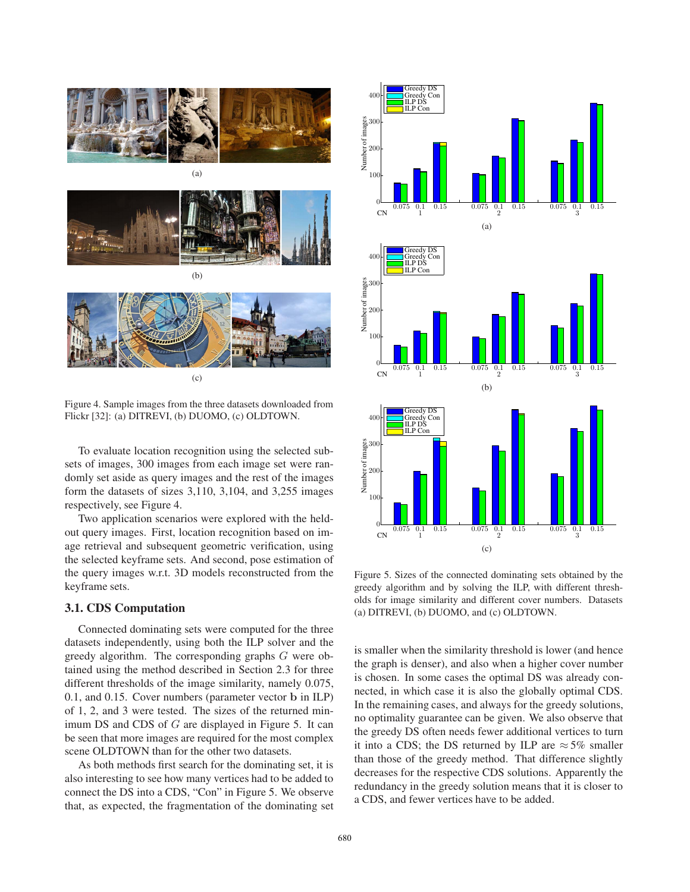Figure 4. Sample images from the three datasets downloaded from Flickr [32]: (a) DITREVI, (b) DUOMO, (c) OLDTOWN.

To evaluate location recognition using the selected subsets of images, 300 images from each image set were randomly set aside as query images and the rest of the images form the datasets of sizes 3,110, 3,104, and 3,255 images respectively, see Figure 4.

Two application scenarios were explored with the held-out query images. First, location recognition based on image retrieval and subsequent geometric verification, using the selected keyframe sets. And second, pose estimation of the query images w.r.t. 3D models reconstructed from the keyframe sets.

### 3.1. CDS Computation

Connected dominating sets were computed for the three datasets independently, using both the ILP solver and the greedy algorithm. The corresponding graphs $G$ were obtained using the method described in Section 2.3 for three different thresholds of the image similarity, namely 0.075, 0.1, and 0.15. Cover numbers (parameter vector $\mathbf{b}$ in ILP) of 1, 2, and 3 were tested. The sizes of the returned minimum DS and CDS of $G$ are displayed in Figure 5. It can be seen that more images are required for the most complex scene OLDTOWN than for the other two datasets.

As both methods first search for the dominating set, it is also interesting to see how many vertices had to be added to connect the DS into a CDS, "Con" in Figure 5. We observe that, as expected, the fragmentation of the dominating set is smaller when the similarity threshold is lower (and hence the graph is denser), and also when a higher cover number is chosen. In some cases the optimal DS was already connected, in which case it is also the globally optimal CDS. In the remaining cases, and always for the greedy solutions, no optimality guarantee can be given. We also observe that the greedy DS often needs fewer additional vertices to turn it into a CDS; the DS returned by ILP are $\approx 5\%$ smaller than those of the greedy method. That difference slightly decreases for the respective CDS solutions. Apparently the redundancy in the greedy solution means that it is closer to a CDS, and fewer vertices have to be added.

Figure 5. Sizes of the connected dominating sets obtained by the greedy algorithm and by solving the ILP, with different thresholds for image similarity and different cover numbers. Datasets (a) DITREVI, (b) DUOMO, and (c) OLDTOWN.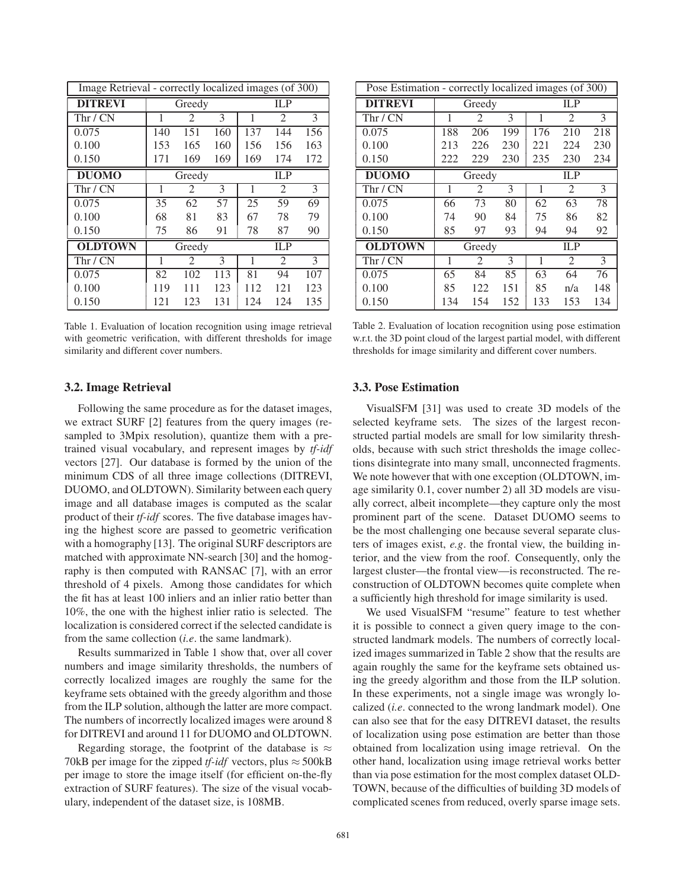| Image Retrieval - correctly localized images (of 300) | | | | | | |
|---|---|---|---|---|---|---|
| **DITREVI** | Greedy | | | ILP | | |
| Thr / CN | 1 | 2 | 3 | 1 | 2 | 3 |
| 0.075 | 140 | 151 | 160 | 137 | 144 | 156 |
| 0.100 | 153 | 165 | 160 | 156 | 156 | 163 |
| 0.150 | 171 | 169 | 169 | 169 | 174 | 172 |
| **DUOMO** | Greedy | | | ILP | | |
| Thr / CN | 1 | 2 | 3 | 1 | 2 | 3 |
| 0.075 | 35 | 62 | 57 | 25 | 59 | 69 |
| 0.100 | 68 | 81 | 83 | 67 | 78 | 79 |
| 0.150 | 75 | 86 | 91 | 78 | 87 | 90 |
| **OLDTOWN** | Greedy | | | ILP | | |
| Thr / CN | 1 | 2 | 3 | 1 | 2 | 3 |
| 0.075 | 82 | 102 | 113 | 81 | 94 | 107 |
| 0.100 | 119 | 111 | 123 | 112 | 121 | 123 |
| 0.150 | 121 | 123 | 131 | 124 | 124 | 135 |

Table 1. Evaluation of location recognition using image retrieval with geometric verification, with different thresholds for image similarity and different cover numbers.

### 3.2. Image Retrieval

Following the same procedure as for the dataset images, we extract SURF [2] features from the query images (resampled to 3Mpix resolution), quantize them with a pretrained visual vocabulary, and represent images by *tf-idf* vectors [27]. Our database is formed by the union of the minimum CDS of all three image collections (DITREVI, DUOMO, and OLDTOWN). Similarity between each query image and all database images is computed as the scalar product of their *tf-idf* scores. The five database images having the highest score are passed to geometric verification with a homography [13]. The original SURF descriptors are matched with approximate NN-search [30] and the homography is then computed with RANSAC [7], with an error threshold of 4 pixels. Among those candidates for which the fit has at least 100 inliers and an inlier ratio better than 10%, the one with the highest inlier ratio is selected. The localization is considered correct if the selected candidate is from the same collection (*i.e*. the same landmark).

Results summarized in Table 1 show that, over all cover numbers and image similarity thresholds, the numbers of correctly localized images are roughly the same for the keyframe sets obtained with the greedy algorithm and those from the ILP solution, although the latter are more compact. The numbers of incorrectly localized images were around 8 for DITREVI and around 11 for DUOMO and OLDTOWN.

Regarding storage, the footprint of the database is $\approx$ 70kB per image for the zipped *tf-idf* vectors, plus $\approx$ 500kB per image to store the image itself (for efficient on-the-fly extraction of SURF features). The size of the visual vocabulary, independent of the dataset size, is 108MB.

| Pose Estimation - correctly localized images (of 300) | | | | | | |
|---|---|---|---|---|---|---|
| **DITREVI** | Greedy | | | ILP | | |
| Thr / CN | 1 | 2 | 3 | 1 | 2 | 3 |
| 0.075 | 188 | 206 | 199 | 176 | 210 | 218 |
| 0.100 | 213 | 226 | 230 | 221 | 224 | 230 |
| 0.150 | 222 | 229 | 230 | 235 | 230 | 234 |
| **DUOMO** | Greedy | | | ILP | | |
| Thr / CN | 1 | 2 | 3 | 1 | 2 | 3 |
| 0.075 | 66 | 73 | 80 | 62 | 63 | 78 |
| 0.100 | 74 | 90 | 84 | 75 | 86 | 82 |
| 0.150 | 85 | 97 | 93 | 94 | 94 | 92 |
| **OLDTOWN** | Greedy | | | ILP | | |
| Thr / CN | 1 | 2 | 3 | 1 | 2 | 3 |
| 0.075 | 65 | 84 | 85 | 63 | 64 | 76 |
| 0.100 | 85 | 122 | 151 | 85 | n/a | 148 |
| 0.150 | 134 | 154 | 152 | 133 | 153 | 134 |

Table 2. Evaluation of location recognition using pose estimation w.r.t. the 3D point cloud of the largest partial model, with different thresholds for image similarity and different cover numbers.

### 3.3. Pose Estimation

VisualSFM [31] was used to create 3D models of the selected keyframe sets. The sizes of the largest reconstructed partial models are small for low similarity thresholds, because with such strict thresholds the image collections disintegrate into many small, unconnected fragments. We note however that with one exception (OLDTOWN, image similarity 0.1, cover number 2) all 3D models are visually correct, albeit incomplete—they capture only the most prominent part of the scene. Dataset DUOMO seems to be the most challenging one because several separate clusters of images exist, *e.g*. the frontal view, the building interior, and the view from the roof. Consequently, only the largest cluster—the frontal view—is reconstructed. The reconstruction of OLDTOWN becomes quite complete when a sufficiently high threshold for image similarity is used.

We used VisualSFM "resume" feature to test whether it is possible to connect a given query image to the constructed landmark models. The numbers of correctly localized images summarized in Table 2 show that the results are again roughly the same for the keyframe sets obtained using the greedy algorithm and those from the ILP solution. In these experiments, not a single image was wrongly localized (*i.e*. connected to the wrong landmark model). One can also see that for the easy DITREVI dataset, the results of localization using pose estimation are better than those obtained from localization using image retrieval. On the other hand, localization using image retrieval works better than via pose estimation for the most complex dataset OLDTOWN, because of the difficulties of building 3D models of complicated scenes from reduced, overly sparse image sets.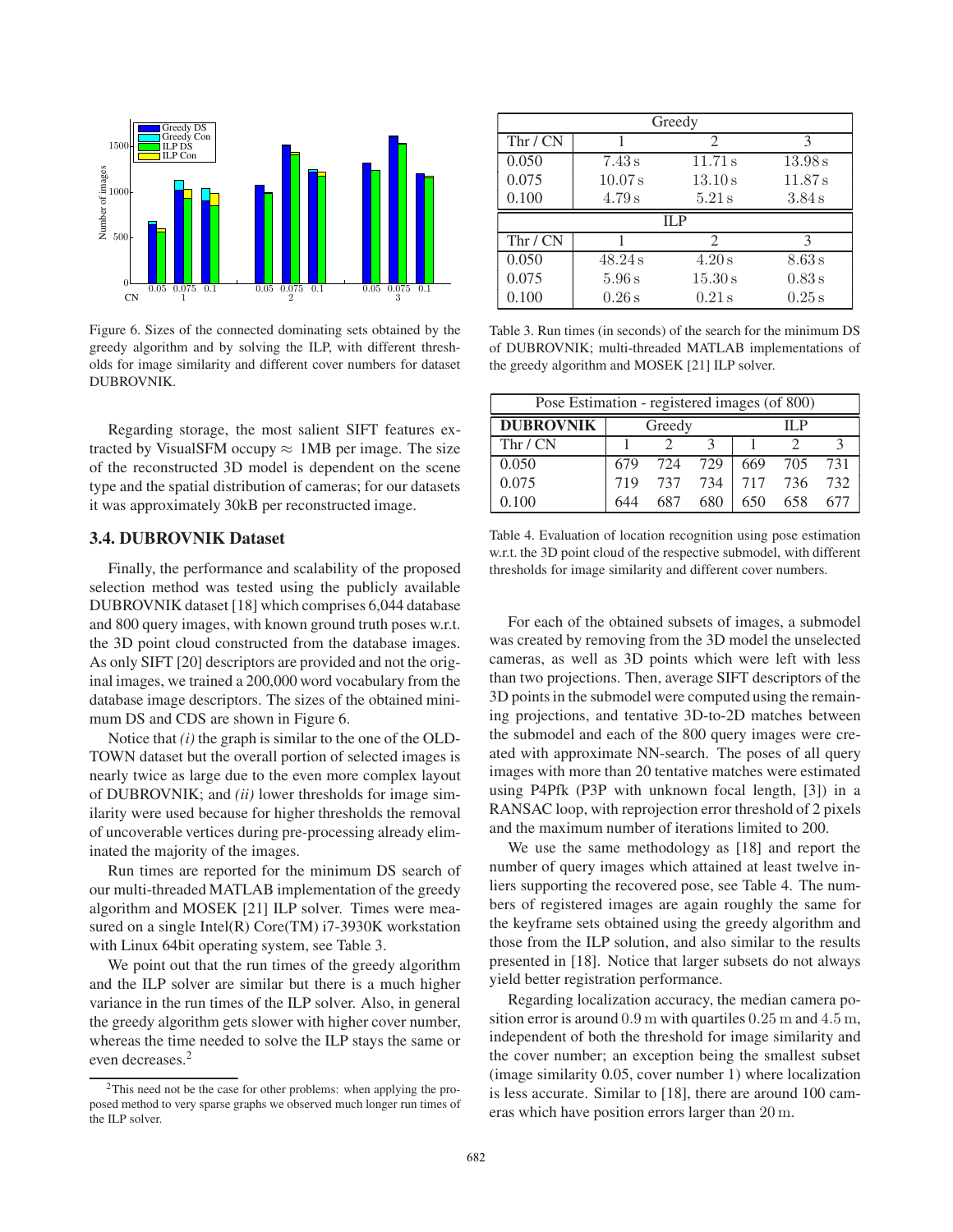Figure 6. Sizes of the connected dominating sets obtained by the greedy algorithm and by solving the ILP, with different thresholds for image similarity and different cover numbers for dataset DUBROVNIK.

Regarding storage, the most salient SIFT features extracted by VisualSFM occupy ≈ 1MB per image. The size of the reconstructed 3D model is dependent on the scene type and the spatial distribution of cameras; for our datasets it was approximately 30kB per reconstructed image.

### 3.4. DUBROVNIK Dataset

Finally, the performance and scalability of the proposed selection method was tested using the publicly available DUBROVNIK dataset [18] which comprises 6,044 database and 800 query images, with known ground truth poses w.r.t. the 3D point cloud constructed from the database images. As only SIFT [20] descriptors are provided and not the original images, we trained a 200,000 word vocabulary from the database image descriptors. The sizes of the obtained minimum DS and CDS are shown in Figure 6.

Notice that *(i)* the graph is similar to the one of the OLDTOWN dataset but the overall portion of selected images is nearly twice as large due to the even more complex layout of DUBROVNIK; and *(ii)* lower thresholds for image similarity were used because for higher thresholds the removal of uncoverable vertices during pre-processing already eliminated the majority of the images.

Run times are reported for the minimum DS search of our multi-threaded MATLAB implementation of the greedy algorithm and MOSEK [21] ILP solver. Times were measured on a single Intel(R) Core(TM) i7-3930K workstation with Linux 64bit operating system, see Table 3.

We point out that the run times of the greedy algorithm and the ILP solver are similar but there is a much higher variance in the run times of the ILP solver. Also, in general the greedy algorithm gets slower with higher cover number, whereas the time needed to solve the ILP stays the same or even decreases.[2]

[2]This need not be the case for other problems: when applying the proposed method to very sparse graphs we observed much longer run times of the ILP solver.

| Greedy | | | |
|---|---|---|---|
| Thr / CN | 1 | 2 | 3 |
| 0.050 | 7.43 s | 11.71 s | 13.98 s |
| 0.075 | 10.07 s | 13.10 s | 11.87 s |
| 0.100 | 4.79 s | 5.21 s | 3.84 s |
| **ILP** | | | |
| Thr / CN | 1 | 2 | 3 |
| 0.050 | 48.24 s | 4.20 s | 8.63 s |
| 0.075 | 5.96 s | 15.30 s | 0.83 s |
| 0.100 | 0.26 s | 0.21 s | 0.25 s |

Table 3. Run times (in seconds) of the search for the minimum DS of DUBROVNIK; multi-threaded MATLAB implementations of the greedy algorithm and MOSEK [21] ILP solver.

| Pose Estimation - registered images (of 800) | | | | | | |
|---|---|---|---|---|---|---|
| **DUBROVNIK** | Greedy | | | ILP | | |
| Thr / CN | 1 | 2 | 3 | 1 | 2 | 3 |
| 0.050 | 679 | 724 | 729 | 669 | 705 | 731 |
| 0.075 | 719 | 737 | 734 | 717 | 736 | 732 |
| 0.100 | 644 | 687 | 680 | 650 | 658 | 677 |

Table 4. Evaluation of location recognition using pose estimation w.r.t. the 3D point cloud of the respective submodel, with different thresholds for image similarity and different cover numbers.

For each of the obtained subsets of images, a submodel was created by removing from the 3D model the unselected cameras, as well as 3D points which were left with less than two projections. Then, average SIFT descriptors of the 3D points in the submodel were computed using the remaining projections, and tentative 3D-to-2D matches between the submodel and each of the 800 query images were created with approximate NN-search. The poses of all query images with more than 20 tentative matches were estimated using P4Pfk (P3P with unknown focal length, [3]) in a RANSAC loop, with reprojection error threshold of 2 pixels and the maximum number of iterations limited to 200.

We use the same methodology as [18] and report the number of query images which attained at least twelve inliers supporting the recovered pose, see Table 4. The numbers of registered images are again roughly the same for the keyframe sets obtained using the greedy algorithm and those from the ILP solution, and also similar to the results presented in [18]. Notice that larger subsets do not always yield better registration performance.

Regarding localization accuracy, the median camera position error is around $0.9\,\mathrm{m}$ with quartiles $0.25\,\mathrm{m}$ and $4.5\,\mathrm{m}$, independent of both the threshold for image similarity and the cover number; an exception being the smallest subset (image similarity 0.05, cover number 1) where localization is less accurate. Similar to [18], there are around 100 cameras which have position errors larger than $20\,\mathrm{m}$.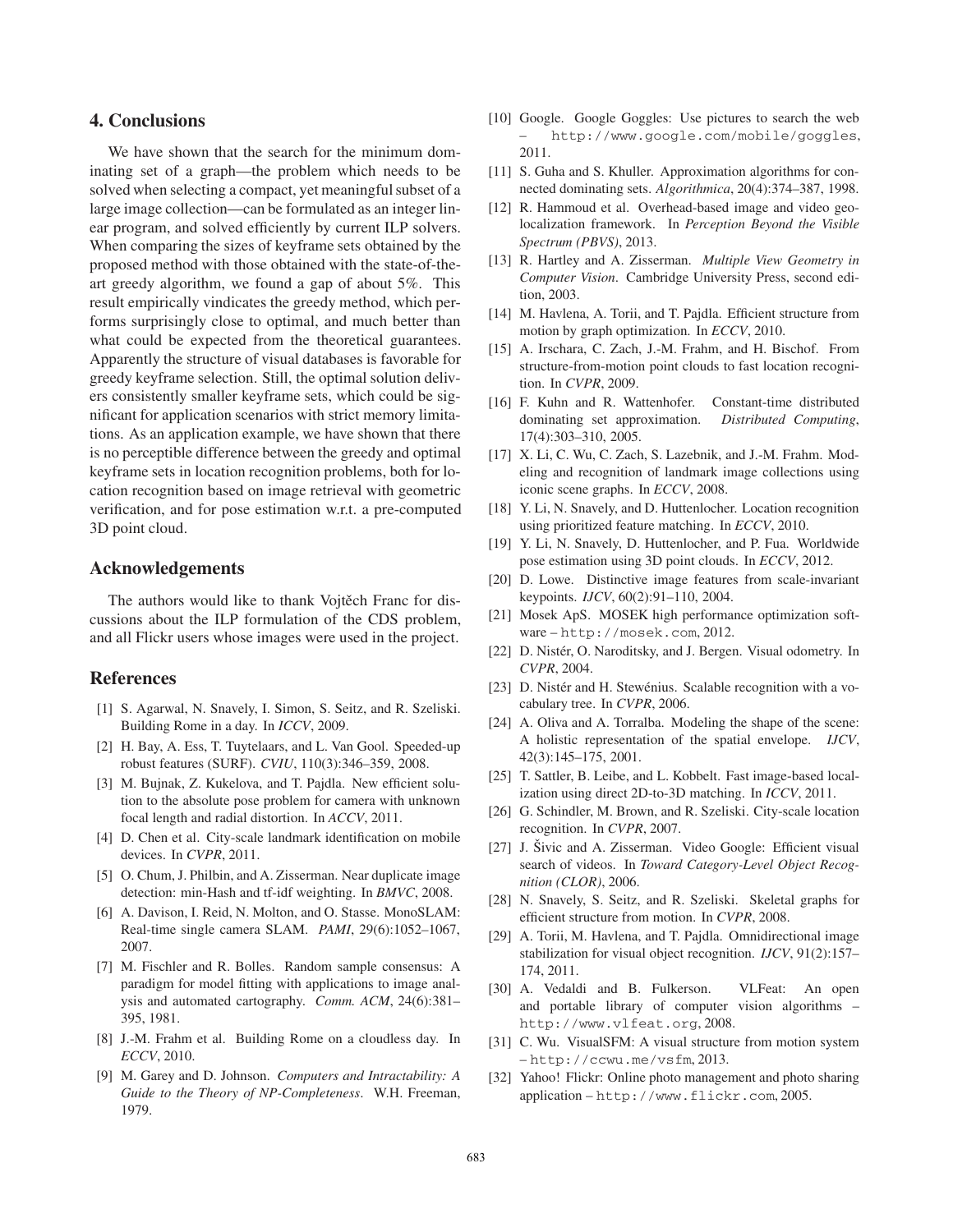## 4. Conclusions

We have shown that the search for the minimum dominating set of a graph—the problem which needs to be solved when selecting a compact, yet meaningful subset of a large image collection—can be formulated as an integer linear program, and solved efficiently by current ILP solvers. When comparing the sizes of keyframe sets obtained by the proposed method with those obtained with the state-of-the-art greedy algorithm, we found a gap of about 5%. This result empirically vindicates the greedy method, which performs surprisingly close to optimal, and much better than what could be expected from the theoretical guarantees. Apparently the structure of visual databases is favorable for greedy keyframe selection. Still, the optimal solution delivers consistently smaller keyframe sets, which could be significant for application scenarios with strict memory limitations. As an application example, we have shown that there is no perceptible difference between the greedy and optimal keyframe sets in location recognition problems, both for location recognition based on image retrieval with geometric verification, and for pose estimation w.r.t. a pre-computed 3D point cloud.

## Acknowledgements

The authors would like to thank Vojtěch Franc for discussions about the ILP formulation of the CDS problem, and all Flickr users whose images were used in the project.

## References

[1] S. Agarwal, N. Snavely, I. Simon, S. Seitz, and R. Szeliski. Building Rome in a day. In *ICCV*, 2009.

[2] H. Bay, A. Ess, T. Tuytelaars, and L. Van Gool. Speeded-up robust features (SURF). *CVIU*, 110(3):346–359, 2008.

[3] M. Bujnak, Z. Kukelova, and T. Pajdla. New efficient solution to the absolute pose problem for camera with unknown focal length and radial distortion. In *ACCV*, 2011.

[4] D. Chen et al. City-scale landmark identification on mobile devices. In *CVPR*, 2011.

[5] O. Chum, J. Philbin, and A. Zisserman. Near duplicate image detection: min-Hash and tf-idf weighting. In *BMVC*, 2008.

[6] A. Davison, I. Reid, N. Molton, and O. Stasse. MonoSLAM: Real-time single camera SLAM. *PAMI*, 29(6):1052–1067, 2007.

[7] M. Fischler and R. Bolles. Random sample consensus: A paradigm for model fitting with applications to image analysis and automated cartography. *Comm. ACM*, 24(6):381–395, 1981.

[8] J.-M. Frahm et al. Building Rome on a cloudless day. In *ECCV*, 2010.

[9] M. Garey and D. Johnson. *Computers and Intractability: A Guide to the Theory of NP-Completeness*. W.H. Freeman, 1979.

[10] Google. Google Goggles: Use pictures to search the web – http://www.google.com/mobile/goggles, 2011.

[11] S. Guha and S. Khuller. Approximation algorithms for connected dominating sets. *Algorithmica*, 20(4):374–387, 1998.

[12] R. Hammoud et al. Overhead-based image and video geo-localization framework. In *Perception Beyond the Visible Spectrum (PBVS)*, 2013.

[13] R. Hartley and A. Zisserman. *Multiple View Geometry in Computer Vision*. Cambridge University Press, second edition, 2003.

[14] M. Havlena, A. Torii, and T. Pajdla. Efficient structure from motion by graph optimization. In *ECCV*, 2010.

[15] A. Irschara, C. Zach, J.-M. Frahm, and H. Bischof. From structure-from-motion point clouds to fast location recognition. In *CVPR*, 2009.

[16] F. Kuhn and R. Wattenhofer. Constant-time distributed dominating set approximation. *Distributed Computing*, 17(4):303–310, 2005.

[17] X. Li, C. Wu, C. Zach, S. Lazebnik, and J.-M. Frahm. Modeling and recognition of landmark image collections using iconic scene graphs. In *ECCV*, 2008.

[18] Y. Li, N. Snavely, and D. Huttenlocher. Location recognition using prioritized feature matching. In *ECCV*, 2010.

[19] Y. Li, N. Snavely, D. Huttenlocher, and P. Fua. Worldwide pose estimation using 3D point clouds. In *ECCV*, 2012.

[20] D. Lowe. Distinctive image features from scale-invariant keypoints. *IJCV*, 60(2):91–110, 2004.

[21] Mosek ApS. MOSEK high performance optimization software – http://mosek.com, 2012.

[22] D. Nistér, O. Naroditsky, and J. Bergen. Visual odometry. In *CVPR*, 2004.

[23] D. Nistér and H. Stewénius. Scalable recognition with a vocabulary tree. In *CVPR*, 2006.

[24] A. Oliva and A. Torralba. Modeling the shape of the scene: A holistic representation of the spatial envelope. *IJCV*, 42(3):145–175, 2001.

[25] T. Sattler, B. Leibe, and L. Kobbelt. Fast image-based localization using direct 2D-to-3D matching. In *ICCV*, 2011.

[26] G. Schindler, M. Brown, and R. Szeliski. City-scale location recognition. In *CVPR*, 2007.

[27] J. Šivic and A. Zisserman. Video Google: Efficient visual search of videos. In *Toward Category-Level Object Recognition (CLOR)*, 2006.

[28] N. Snavely, S. Seitz, and R. Szeliski. Skeletal graphs for efficient structure from motion. In *CVPR*, 2008.

[29] A. Torii, M. Havlena, and T. Pajdla. Omnidirectional image stabilization for visual object recognition. *IJCV*, 91(2):157–174, 2011.

[30] A. Vedaldi and B. Fulkerson. VLFeat: An open and portable library of computer vision algorithms – http://www.vlfeat.org, 2008.

[31] C. Wu. VisualSFM: A visual structure from motion system – http://ccwu.me/vsfm, 2013.

[32] Yahoo! Flickr: Online photo management and photo sharing application – http://www.flickr.com, 2005.